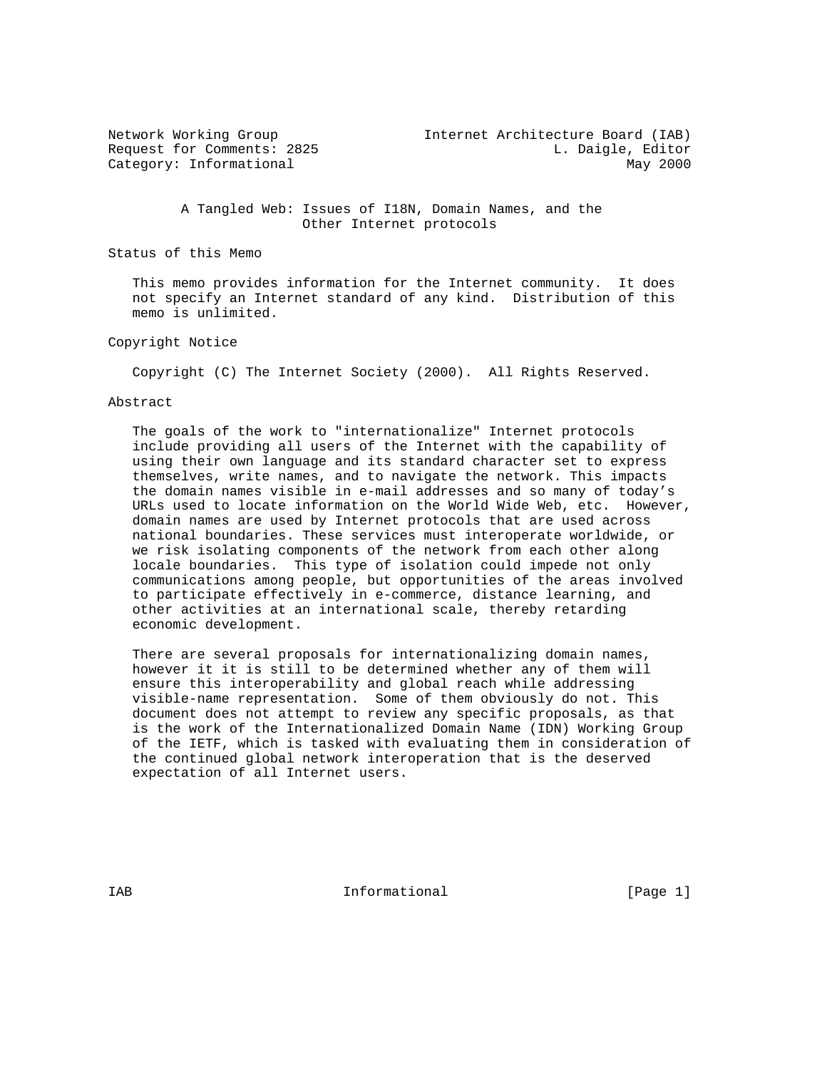Network Working Group Internet Architecture Board (IAB)
Request for Comments: 2825 L. Daigle, Editor
Category: Informational May 2000

# A Tangled Web: Issues of I18N, Domain Names, and the Other Internet protocols

## Status of this Memo

This memo provides information for the Internet community. It does not specify an Internet standard of any kind. Distribution of this memo is unlimited.

## Copyright Notice

Copyright (C) The Internet Society (2000). All Rights Reserved.

## Abstract

The goals of the work to "internationalize" Internet protocols include providing all users of the Internet with the capability of using their own language and its standard character set to express themselves, write names, and to navigate the network. This impacts the domain names visible in e-mail addresses and so many of today's URLs used to locate information on the World Wide Web, etc. However, domain names are used by Internet protocols that are used across national boundaries. These services must interoperate worldwide, or we risk isolating components of the network from each other along locale boundaries. This type of isolation could impede not only communications among people, but opportunities of the areas involved to participate effectively in e-commerce, distance learning, and other activities at an international scale, thereby retarding economic development.

There are several proposals for internationalizing domain names, however it it is still to be determined whether any of them will ensure this interoperability and global reach while addressing visible-name representation. Some of them obviously do not. This document does not attempt to review any specific proposals, as that is the work of the Internationalized Domain Name (IDN) Working Group of the IETF, which is tasked with evaluating them in consideration of the continued global network interoperation that is the deserved expectation of all Internet users.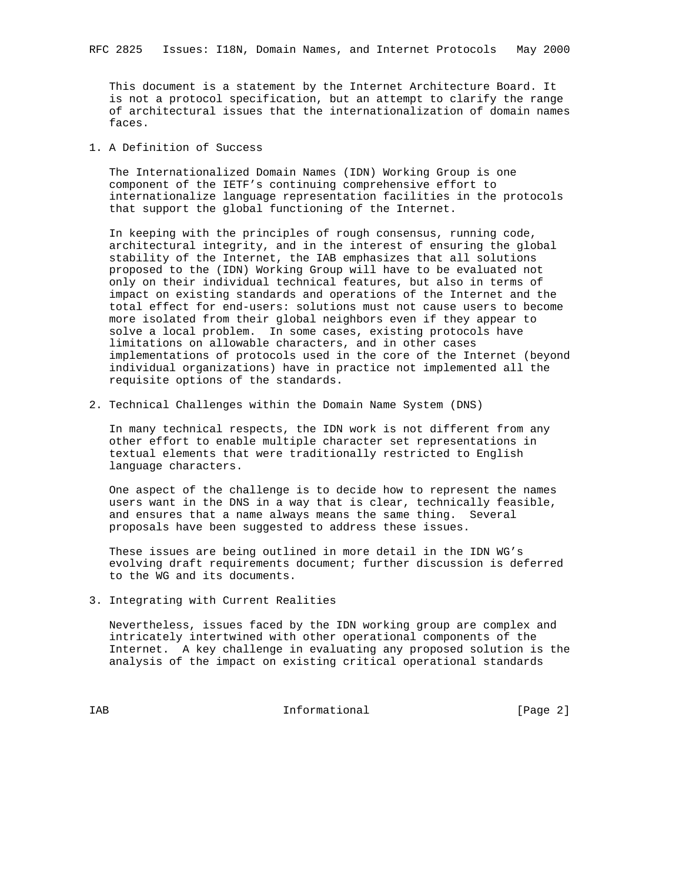This document is a statement by the Internet Architecture Board. It is not a protocol specification, but an attempt to clarify the range of architectural issues that the internationalization of domain names faces.

## 1. A Definition of Success

The Internationalized Domain Names (IDN) Working Group is one component of the IETF's continuing comprehensive effort to internationalize language representation facilities in the protocols that support the global functioning of the Internet.

In keeping with the principles of rough consensus, running code, architectural integrity, and in the interest of ensuring the global stability of the Internet, the IAB emphasizes that all solutions proposed to the (IDN) Working Group will have to be evaluated not only on their individual technical features, but also in terms of impact on existing standards and operations of the Internet and the total effect for end-users: solutions must not cause users to become more isolated from their global neighbors even if they appear to solve a local problem. In some cases, existing protocols have limitations on allowable characters, and in other cases implementations of protocols used in the core of the Internet (beyond individual organizations) have in practice not implemented all the requisite options of the standards.

## 2. Technical Challenges within the Domain Name System (DNS)

In many technical respects, the IDN work is not different from any other effort to enable multiple character set representations in textual elements that were traditionally restricted to English language characters.

One aspect of the challenge is to decide how to represent the names users want in the DNS in a way that is clear, technically feasible, and ensures that a name always means the same thing. Several proposals have been suggested to address these issues.

These issues are being outlined in more detail in the IDN WG's evolving draft requirements document; further discussion is deferred to the WG and its documents.

## 3. Integrating with Current Realities

Nevertheless, issues faced by the IDN working group are complex and intricately intertwined with other operational components of the Internet. A key challenge in evaluating any proposed solution is the analysis of the impact on existing critical operational standards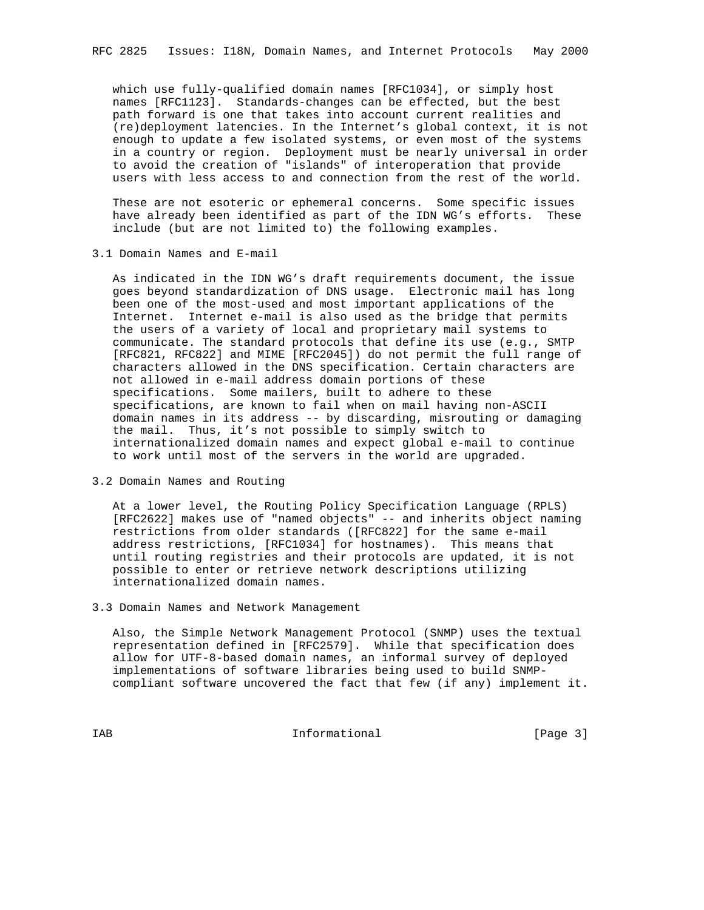which use fully-qualified domain names [RFC1034], or simply host names [RFC1123]. Standards-changes can be effected, but the best path forward is one that takes into account current realities and (re)deployment latencies. In the Internet's global context, it is not enough to update a few isolated systems, or even most of the systems in a country or region. Deployment must be nearly universal in order to avoid the creation of "islands" of interoperation that provide users with less access to and connection from the rest of the world.

These are not esoteric or ephemeral concerns. Some specific issues have already been identified as part of the IDN WG's efforts. These include (but are not limited to) the following examples.

## 3.1 Domain Names and E-mail

As indicated in the IDN WG's draft requirements document, the issue goes beyond standardization of DNS usage. Electronic mail has long been one of the most-used and most important applications of the Internet. Internet e-mail is also used as the bridge that permits the users of a variety of local and proprietary mail systems to communicate. The standard protocols that define its use (e.g., SMTP [RFC821, RFC822] and MIME [RFC2045]) do not permit the full range of characters allowed in the DNS specification. Certain characters are not allowed in e-mail address domain portions of these specifications. Some mailers, built to adhere to these specifications, are known to fail when on mail having non-ASCII domain names in its address -- by discarding, misrouting or damaging the mail. Thus, it's not possible to simply switch to internationalized domain names and expect global e-mail to continue to work until most of the servers in the world are upgraded.

## 3.2 Domain Names and Routing

At a lower level, the Routing Policy Specification Language (RPLS) [RFC2622] makes use of "named objects" -- and inherits object naming restrictions from older standards ([RFC822] for the same e-mail address restrictions, [RFC1034] for hostnames). This means that until routing registries and their protocols are updated, it is not possible to enter or retrieve network descriptions utilizing internationalized domain names.

## 3.3 Domain Names and Network Management

Also, the Simple Network Management Protocol (SNMP) uses the textual representation defined in [RFC2579]. While that specification does allow for UTF-8-based domain names, an informal survey of deployed implementations of software libraries being used to build SNMP-compliant software uncovered the fact that few (if any) implement it.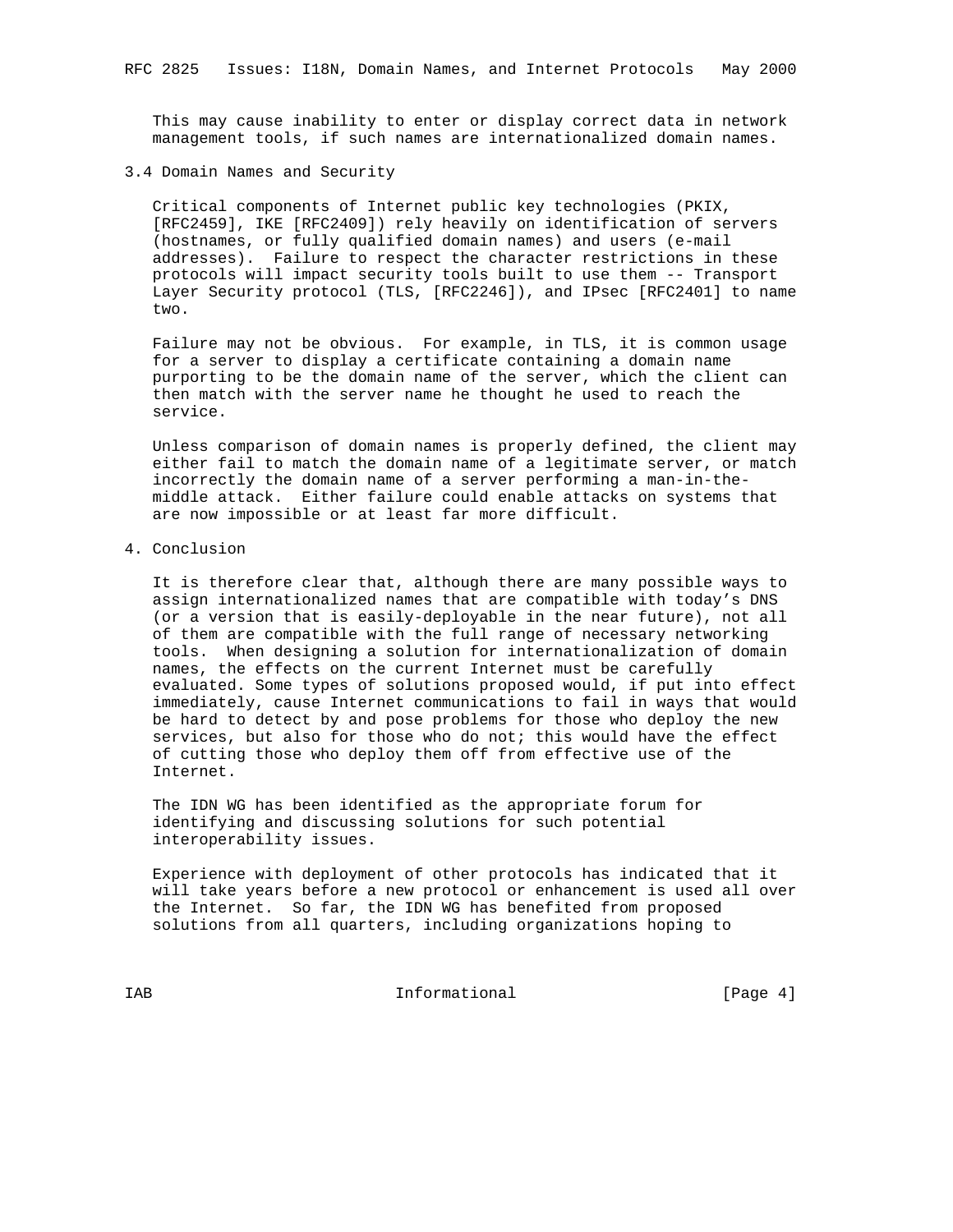This may cause inability to enter or display correct data in network management tools, if such names are internationalized domain names.

### 3.4 Domain Names and Security

Critical components of Internet public key technologies (PKIX, [RFC2459], IKE [RFC2409]) rely heavily on identification of servers (hostnames, or fully qualified domain names) and users (e-mail addresses). Failure to respect the character restrictions in these protocols will impact security tools built to use them -- Transport Layer Security protocol (TLS, [RFC2246]), and IPsec [RFC2401] to name two.

Failure may not be obvious. For example, in TLS, it is common usage for a server to display a certificate containing a domain name purporting to be the domain name of the server, which the client can then match with the server name he thought he used to reach the service.

Unless comparison of domain names is properly defined, the client may either fail to match the domain name of a legitimate server, or match incorrectly the domain name of a server performing a man-in-the-middle attack. Either failure could enable attacks on systems that are now impossible or at least far more difficult.

## 4. Conclusion

It is therefore clear that, although there are many possible ways to assign internationalized names that are compatible with today's DNS (or a version that is easily-deployable in the near future), not all of them are compatible with the full range of necessary networking tools. When designing a solution for internationalization of domain names, the effects on the current Internet must be carefully evaluated. Some types of solutions proposed would, if put into effect immediately, cause Internet communications to fail in ways that would be hard to detect by and pose problems for those who deploy the new services, but also for those who do not; this would have the effect of cutting those who deploy them off from effective use of the Internet.

The IDN WG has been identified as the appropriate forum for identifying and discussing solutions for such potential interoperability issues.

Experience with deployment of other protocols has indicated that it will take years before a new protocol or enhancement is used all over the Internet. So far, the IDN WG has benefited from proposed solutions from all quarters, including organizations hoping to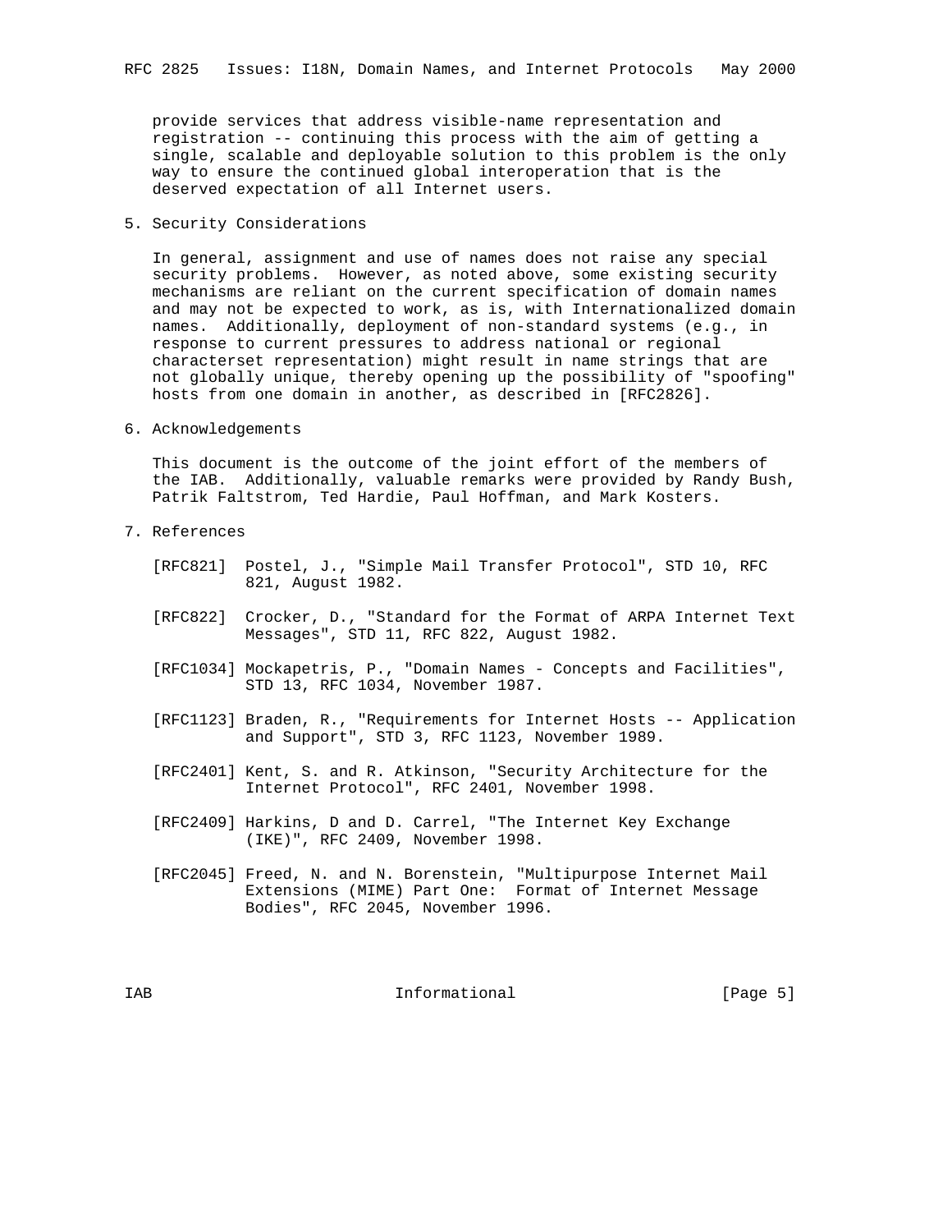provide services that address visible-name representation and registration -- continuing this process with the aim of getting a single, scalable and deployable solution to this problem is the only way to ensure the continued global interoperation that is the deserved expectation of all Internet users.

## 5. Security Considerations

In general, assignment and use of names does not raise any special security problems. However, as noted above, some existing security mechanisms are reliant on the current specification of domain names and may not be expected to work, as is, with Internationalized domain names. Additionally, deployment of non-standard systems (e.g., in response to current pressures to address national or regional characterset representation) might result in name strings that are not globally unique, thereby opening up the possibility of "spoofing" hosts from one domain in another, as described in [RFC2826].

## 6. Acknowledgements

This document is the outcome of the joint effort of the members of the IAB. Additionally, valuable remarks were provided by Randy Bush, Patrik Faltstrom, Ted Hardie, Paul Hoffman, and Mark Kosters.

## 7. References

[RFC821] Postel, J., "Simple Mail Transfer Protocol", STD 10, RFC 821, August 1982.

[RFC822] Crocker, D., "Standard for the Format of ARPA Internet Text Messages", STD 11, RFC 822, August 1982.

[RFC1034] Mockapetris, P., "Domain Names - Concepts and Facilities", STD 13, RFC 1034, November 1987.

[RFC1123] Braden, R., "Requirements for Internet Hosts -- Application and Support", STD 3, RFC 1123, November 1989.

[RFC2401] Kent, S. and R. Atkinson, "Security Architecture for the Internet Protocol", RFC 2401, November 1998.

[RFC2409] Harkins, D and D. Carrel, "The Internet Key Exchange (IKE)", RFC 2409, November 1998.

[RFC2045] Freed, N. and N. Borenstein, "Multipurpose Internet Mail Extensions (MIME) Part One: Format of Internet Message Bodies", RFC 2045, November 1996.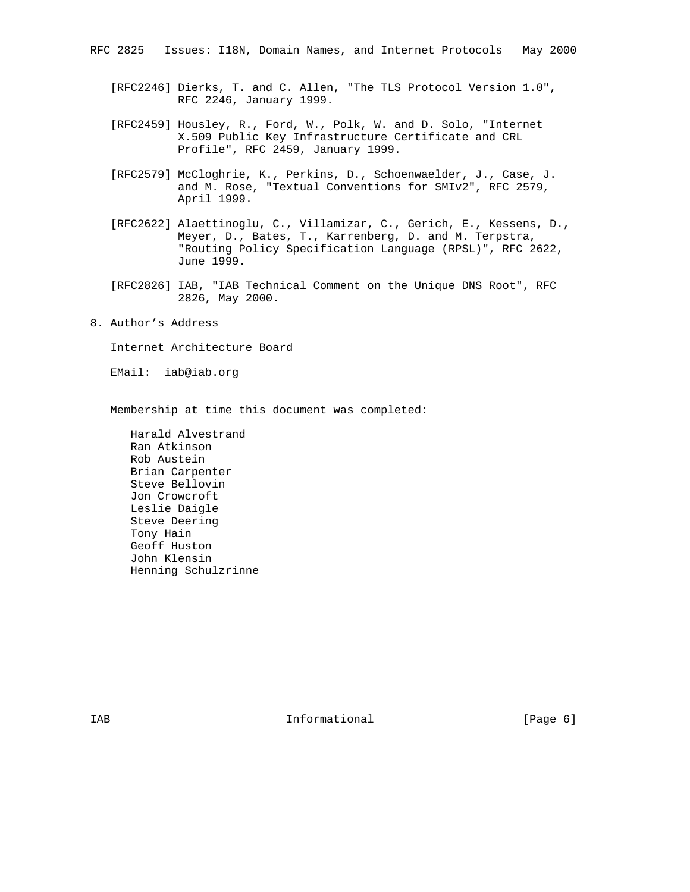[RFC2246] Dierks, T. and C. Allen, "The TLS Protocol Version 1.0", RFC 2246, January 1999.

[RFC2459] Housley, R., Ford, W., Polk, W. and D. Solo, "Internet X.509 Public Key Infrastructure Certificate and CRL Profile", RFC 2459, January 1999.

[RFC2579] McCloghrie, K., Perkins, D., Schoenwaelder, J., Case, J. and M. Rose, "Textual Conventions for SMIv2", RFC 2579, April 1999.

[RFC2622] Alaettinoglu, C., Villamizar, C., Gerich, E., Kessens, D., Meyer, D., Bates, T., Karrenberg, D. and M. Terpstra, "Routing Policy Specification Language (RPSL)", RFC 2622, June 1999.

[RFC2826] IAB, "IAB Technical Comment on the Unique DNS Root", RFC 2826, May 2000.

## 8. Author's Address

Internet Architecture Board

EMail: iab@iab.org

Membership at time this document was completed:

- Harald Alvestrand
- Ran Atkinson
- Rob Austein
- Brian Carpenter
- Steve Bellovin
- Jon Crowcroft
- Leslie Daigle
- Steve Deering
- Tony Hain
- Geoff Huston
- John Klensin
- Henning Schulzrinne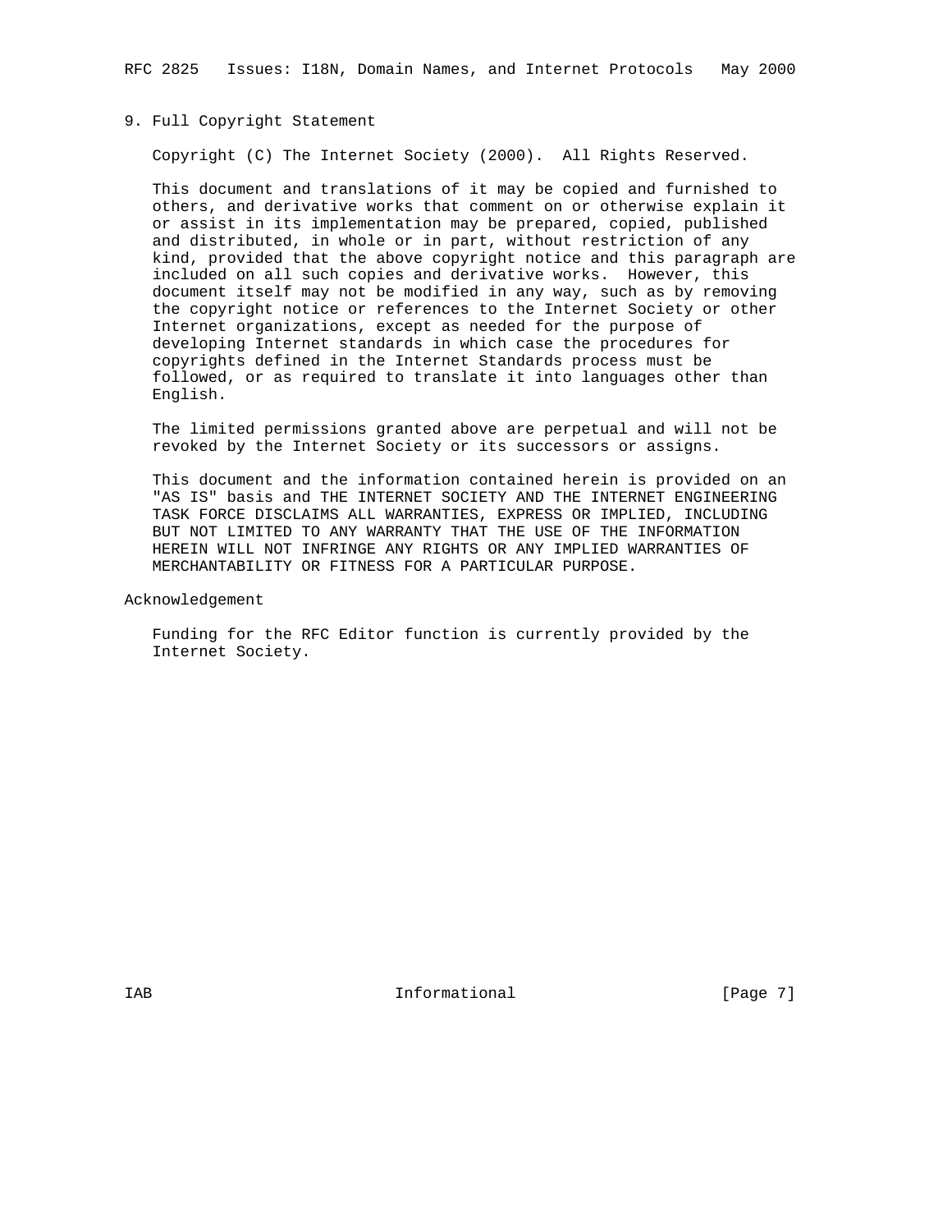## 9. Full Copyright Statement

Copyright (C) The Internet Society (2000). All Rights Reserved.

This document and translations of it may be copied and furnished to others, and derivative works that comment on or otherwise explain it or assist in its implementation may be prepared, copied, published and distributed, in whole or in part, without restriction of any kind, provided that the above copyright notice and this paragraph are included on all such copies and derivative works. However, this document itself may not be modified in any way, such as by removing the copyright notice or references to the Internet Society or other Internet organizations, except as needed for the purpose of developing Internet standards in which case the procedures for copyrights defined in the Internet Standards process must be followed, or as required to translate it into languages other than English.

The limited permissions granted above are perpetual and will not be revoked by the Internet Society or its successors or assigns.

This document and the information contained herein is provided on an "AS IS" basis and THE INTERNET SOCIETY AND THE INTERNET ENGINEERING TASK FORCE DISCLAIMS ALL WARRANTIES, EXPRESS OR IMPLIED, INCLUDING BUT NOT LIMITED TO ANY WARRANTY THAT THE USE OF THE INFORMATION HEREIN WILL NOT INFRINGE ANY RIGHTS OR ANY IMPLIED WARRANTIES OF MERCHANTABILITY OR FITNESS FOR A PARTICULAR PURPOSE.

## Acknowledgement

Funding for the RFC Editor function is currently provided by the Internet Society.